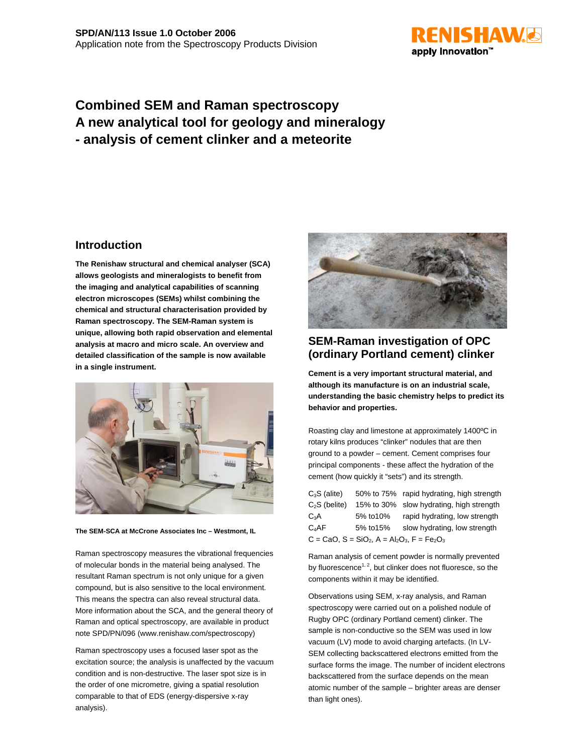SPD/AN/113 Issue 1.0 October 2006
Application note from the Spectroscopy Products Division

# Combined SEM and Raman spectroscopy
# A new analytical tool for geology and mineralogy
# - analysis of cement clinker and a meteorite

## Introduction

**The Renishaw structural and chemical analyser (SCA) allows geologists and mineralogists to benefit from the imaging and analytical capabilities of scanning electron microscopes (SEMs) whilst combining the chemical and structural characterisation provided by Raman spectroscopy. The SEM-Raman system is unique, allowing both rapid observation and elemental analysis at macro and micro scale. An overview and detailed classification of the sample is now available in a single instrument.**

**The SEM-SCA at McCrone Associates Inc – Westmont, IL**

Raman spectroscopy measures the vibrational frequencies of molecular bonds in the material being analysed. The resultant Raman spectrum is not only unique for a given compound, but is also sensitive to the local environment. This means the spectra can also reveal structural data. More information about the SCA, and the general theory of Raman and optical spectroscopy, are available in product note SPD/PN/096 (www.renishaw.com/spectroscopy)

Raman spectroscopy uses a focused laser spot as the excitation source; the analysis is unaffected by the vacuum condition and is non-destructive. The laser spot size is in the order of one micrometre, giving a spatial resolution comparable to that of EDS (energy-dispersive x-ray analysis).

## SEM-Raman investigation of OPC (ordinary Portland cement) clinker

**Cement is a very important structural material, and although its manufacture is on an industrial scale, understanding the basic chemistry helps to predict its behavior and properties.**

Roasting clay and limestone at approximately 1400ºC in rotary kilns produces "clinker" nodules that are then ground to a powder – cement. Cement comprises four principal components - these affect the hydration of the cement (how quickly it "sets") and its strength.

| | | |
|---|---|---|
| $C_3S$ (alite) | 50% to 75% | rapid hydrating, high strength |
| $C_2S$ (belite) | 15% to 30% | slow hydrating, high strength |
| $C_3A$ | 5% to10% | rapid hydrating, low strength |
| $C_4AF$ | 5% to15% | slow hydrating, low strength |

C = CaO, S = $SiO_2$, A = $Al_2O_3$, F = $Fe_2O_3$

Raman analysis of cement powder is normally prevented by fluorescence[1, 2], but clinker does not fluoresce, so the components within it may be identified.

Observations using SEM, x-ray analysis, and Raman spectroscopy were carried out on a polished nodule of Rugby OPC (ordinary Portland cement) clinker. The sample is non-conductive so the SEM was used in low vacuum (LV) mode to avoid charging artefacts. (In LV-SEM collecting backscattered electrons emitted from the surface forms the image. The number of incident electrons backscattered from the surface depends on the mean atomic number of the sample – brighter areas are denser than light ones).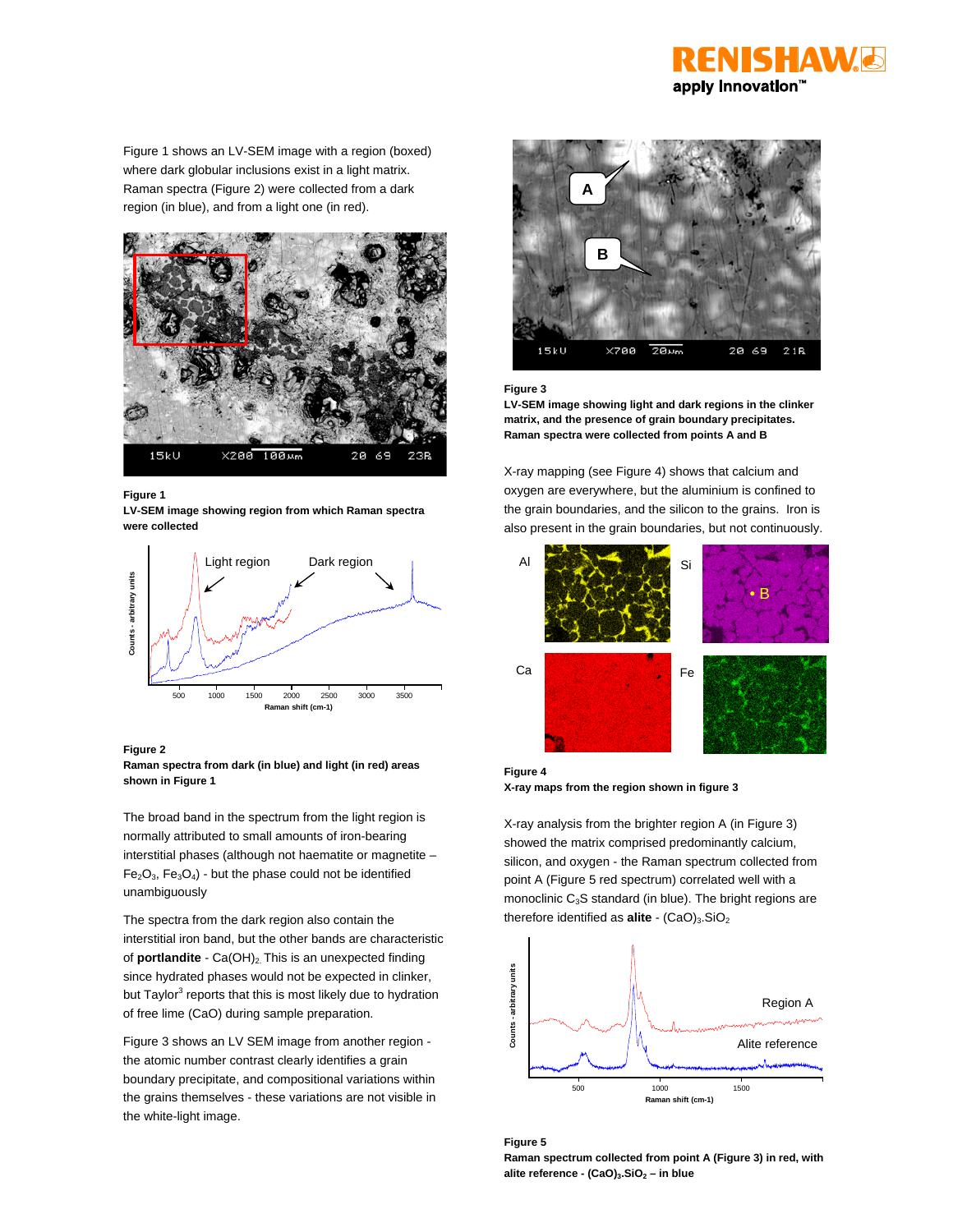Figure 1 shows an LV-SEM image with a region (boxed) where dark globular inclusions exist in a light matrix. Raman spectra (Figure 2) were collected from a dark region (in blue), and from a light one (in red).

**Figure 1**
**LV-SEM image showing region from which Raman spectra were collected**

**Figure 2**
**Raman spectra from dark (in blue) and light (in red) areas shown in Figure 1**

The broad band in the spectrum from the light region is normally attributed to small amounts of iron-bearing interstitial phases (although not haematite or magnetite – $Fe_2O_3$, $Fe_3O_4$) - but the phase could not be identified unambiguously

The spectra from the dark region also contain the interstitial iron band, but the other bands are characteristic of **portlandite** - $Ca(OH)_2$. This is an unexpected finding since hydrated phases would not be expected in clinker, but Taylor[3] reports that this is most likely due to hydration of free lime (CaO) during sample preparation.

Figure 3 shows an LV SEM image from another region - the atomic number contrast clearly identifies a grain boundary precipitate, and compositional variations within the grains themselves - these variations are not visible in the white-light image.

**Figure 3**
**LV-SEM image showing light and dark regions in the clinker matrix, and the presence of grain boundary precipitates. Raman spectra were collected from points A and B**

X-ray mapping (see Figure 4) shows that calcium and oxygen are everywhere, but the aluminium is confined to the grain boundaries, and the silicon to the grains. Iron is also present in the grain boundaries, but not continuously.

**Figure 4**
**X-ray maps from the region shown in figure 3**

X-ray analysis from the brighter region A (in Figure 3) showed the matrix comprised predominantly calcium, silicon, and oxygen - the Raman spectrum collected from point A (Figure 5 red spectrum) correlated well with a monoclinic $C_3S$ standard (in blue). The bright regions are therefore identified as **alite** - $(CaO)_3.SiO_2$

**Figure 5**
**Raman spectrum collected from point A (Figure 3) in red, with alite reference - $(CaO)_3.SiO_2$ – in blue**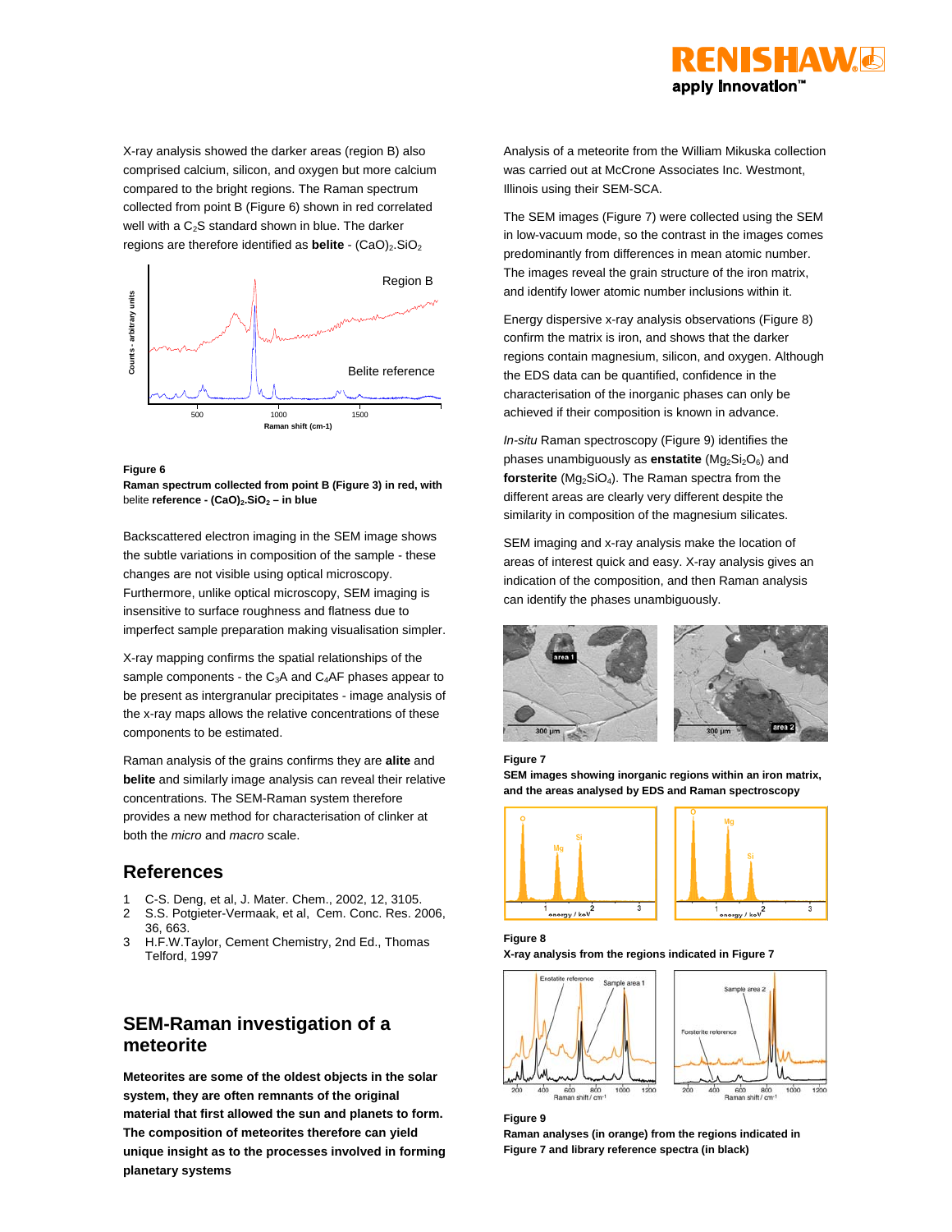X-ray analysis showed the darker areas (region B) also comprised calcium, silicon, and oxygen but more calcium compared to the bright regions. The Raman spectrum collected from point B (Figure 6) shown in red correlated well with a $C_2S$ standard shown in blue. The darker regions are therefore identified as **belite** - $(CaO)_2.SiO_2$

**Figure 6**
**Raman spectrum collected from point B (Figure 3) in red, with** belite **reference - $(CaO)_2.SiO_2$ – in blue**

Backscattered electron imaging in the SEM image shows the subtle variations in composition of the sample - these changes are not visible using optical microscopy. Furthermore, unlike optical microscopy, SEM imaging is insensitive to surface roughness and flatness due to imperfect sample preparation making visualisation simpler.

X-ray mapping confirms the spatial relationships of the sample components - the $C_3A$ and $C_4AF$ phases appear to be present as intergranular precipitates - image analysis of the x-ray maps allows the relative concentrations of these components to be estimated.

Raman analysis of the grains confirms they are **alite** and **belite** and similarly image analysis can reveal their relative concentrations. The SEM-Raman system therefore provides a new method for characterisation of clinker at both the *micro* and *macro* scale.

## References

1. C-S. Deng, et al, J. Mater. Chem., 2002, 12, 3105.
2. S.S. Potgieter-Vermaak, et al, Cem. Conc. Res. 2006, 36, 663.
3. H.F.W.Taylor, Cement Chemistry, 2nd Ed., Thomas Telford, 1997

## SEM-Raman investigation of a meteorite

**Meteorites are some of the oldest objects in the solar system, they are often remnants of the original material that first allowed the sun and planets to form. The composition of meteorites therefore can yield unique insight as to the processes involved in forming planetary systems**

Analysis of a meteorite from the William Mikuska collection was carried out at McCrone Associates Inc. Westmont, Illinois using their SEM-SCA.

The SEM images (Figure 7) were collected using the SEM in low-vacuum mode, so the contrast in the images comes predominantly from differences in mean atomic number. The images reveal the grain structure of the iron matrix, and identify lower atomic number inclusions within it.

Energy dispersive x-ray analysis observations (Figure 8) confirm the matrix is iron, and shows that the darker regions contain magnesium, silicon, and oxygen. Although the EDS data can be quantified, confidence in the characterisation of the inorganic phases can only be achieved if their composition is known in advance.

*In-situ* Raman spectroscopy (Figure 9) identifies the phases unambiguously as **enstatite** ($Mg_2Si_2O_6$) and **forsterite** ($Mg_2SiO_4$). The Raman spectra from the different areas are clearly very different despite the similarity in composition of the magnesium silicates.

SEM imaging and x-ray analysis make the location of areas of interest quick and easy. X-ray analysis gives an indication of the composition, and then Raman analysis can identify the phases unambiguously.

**Figure 7**
**SEM images showing inorganic regions within an iron matrix, and the areas analysed by EDS and Raman spectroscopy**

**Figure 8**
**X-ray analysis from the regions indicated in Figure 7**

**Figure 9**
**Raman analyses (in orange) from the regions indicated in Figure 7 and library reference spectra (in black)**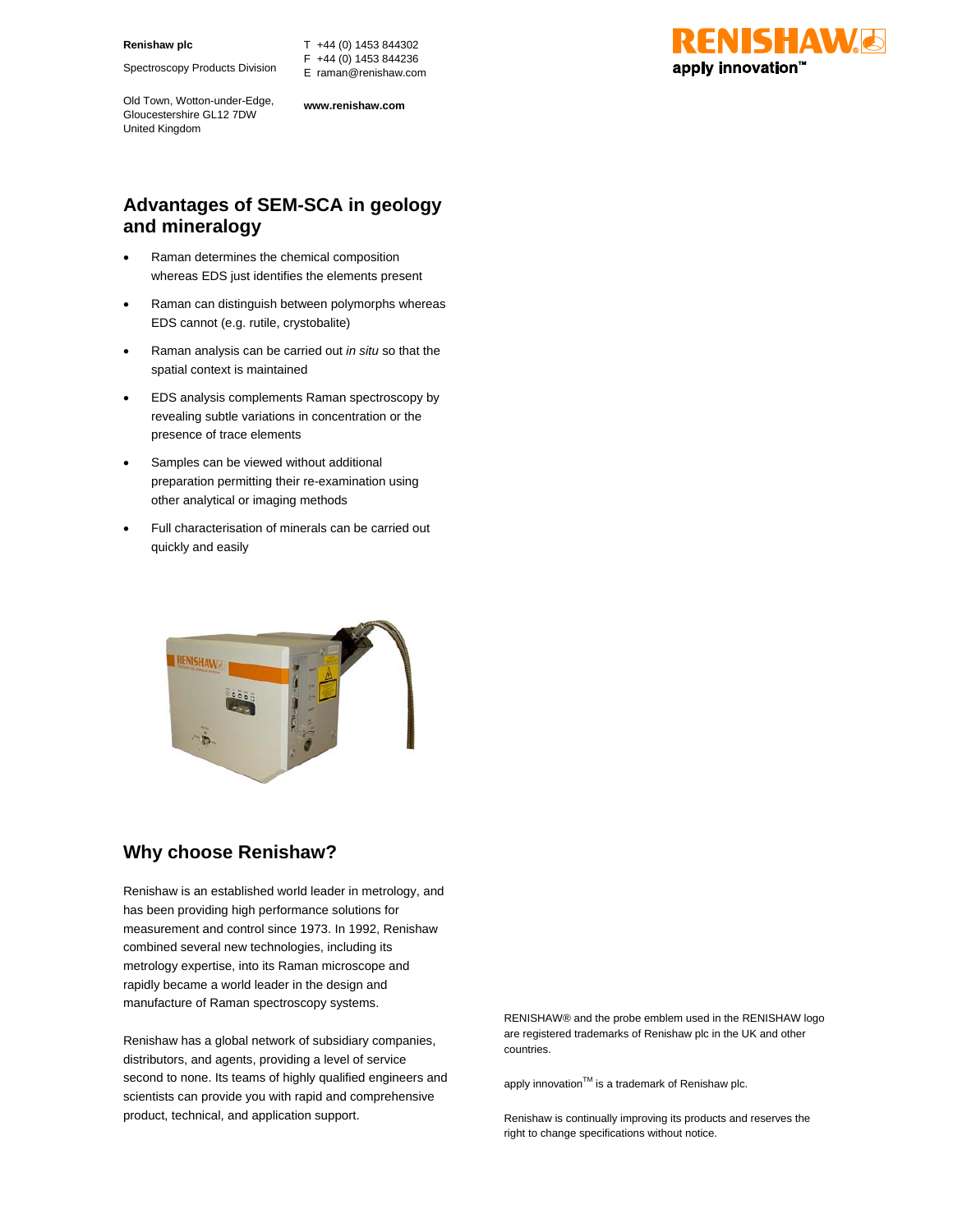**Renishaw plc**

Spectroscopy Products Division

Old Town, Wotton-under-Edge,
Gloucestershire GL12 7DW
United Kingdom

T +44 (0) 1453 844302
F +44 (0) 1453 844236
E raman@renishaw.com

**www.renishaw.com**

## Advantages of SEM-SCA in geology and mineralogy

- Raman determines the chemical composition whereas EDS just identifies the elements present
- Raman can distinguish between polymorphs whereas EDS cannot (e.g. rutile, crystobalite)
- Raman analysis can be carried out *in situ* so that the spatial context is maintained
- EDS analysis complements Raman spectroscopy by revealing subtle variations in concentration or the presence of trace elements
- Samples can be viewed without additional preparation permitting their re-examination using other analytical or imaging methods
- Full characterisation of minerals can be carried out quickly and easily

## Why choose Renishaw?

Renishaw is an established world leader in metrology, and has been providing high performance solutions for measurement and control since 1973. In 1992, Renishaw combined several new technologies, including its metrology expertise, into its Raman microscope and rapidly became a world leader in the design and manufacture of Raman spectroscopy systems.

Renishaw has a global network of subsidiary companies, distributors, and agents, providing a level of service second to none. Its teams of highly qualified engineers and scientists can provide you with rapid and comprehensive product, technical, and application support.

RENISHAW® and the probe emblem used in the RENISHAW logo are registered trademarks of Renishaw plc in the UK and other countries.

apply innovation™ is a trademark of Renishaw plc.

Renishaw is continually improving its products and reserves the right to change specifications without notice.